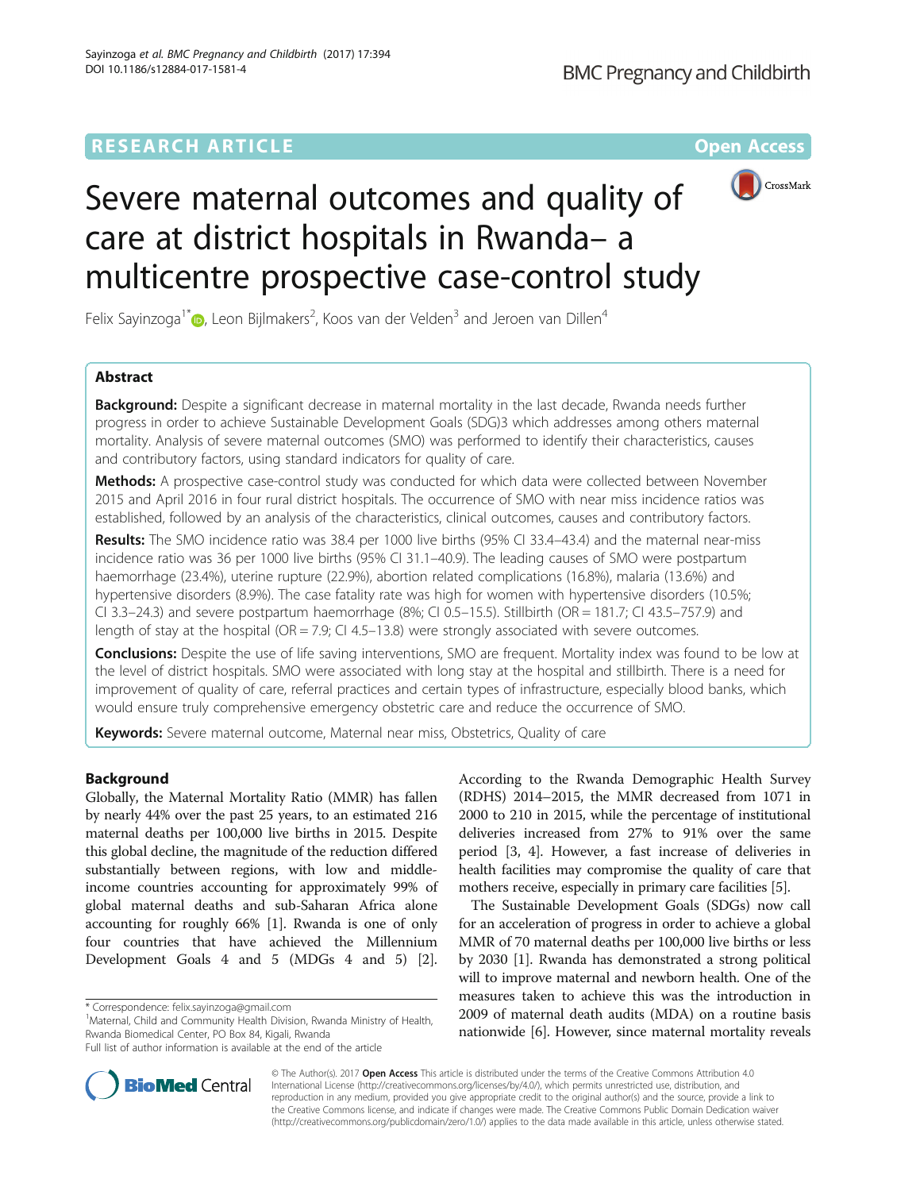# Severe maternal outcomes and quality of care at district hospitals in Rwanda– a multicentre prospective case-control study

Felix Sayinzoga[1*], Leon Bijlmakers[2], Koos van der Velden[3] and Jeroen van Dillen[4]

## Abstract

**Background:** Despite a significant decrease in maternal mortality in the last decade, Rwanda needs further progress in order to achieve Sustainable Development Goals (SDG)3 which addresses among others maternal mortality. Analysis of severe maternal outcomes (SMO) was performed to identify their characteristics, causes and contributory factors, using standard indicators for quality of care.

**Methods:** A prospective case-control study was conducted for which data were collected between November 2015 and April 2016 in four rural district hospitals. The occurrence of SMO with near miss incidence ratios was established, followed by an analysis of the characteristics, clinical outcomes, causes and contributory factors.

**Results:** The SMO incidence ratio was 38.4 per 1000 live births (95% CI 33.4–43.4) and the maternal near-miss incidence ratio was 36 per 1000 live births (95% CI 31.1–40.9). The leading causes of SMO were postpartum haemorrhage (23.4%), uterine rupture (22.9%), abortion related complications (16.8%), malaria (13.6%) and hypertensive disorders (8.9%). The case fatality rate was high for women with hypertensive disorders (10.5%; CI 3.3–24.3) and severe postpartum haemorrhage (8%; CI 0.5–15.5). Stillbirth (OR = 181.7; CI 43.5–757.9) and length of stay at the hospital (OR = 7.9; CI 4.5–13.8) were strongly associated with severe outcomes.

**Conclusions:** Despite the use of life saving interventions, SMO are frequent. Mortality index was found to be low at the level of district hospitals. SMO were associated with long stay at the hospital and stillbirth. There is a need for improvement of quality of care, referral practices and certain types of infrastructure, especially blood banks, which would ensure truly comprehensive emergency obstetric care and reduce the occurrence of SMO.

**Keywords:** Severe maternal outcome, Maternal near miss, Obstetrics, Quality of care

## Background

Globally, the Maternal Mortality Ratio (MMR) has fallen by nearly 44% over the past 25 years, to an estimated 216 maternal deaths per 100,000 live births in 2015. Despite this global decline, the magnitude of the reduction differed substantially between regions, with low and middle-income countries accounting for approximately 99% of global maternal deaths and sub-Saharan Africa alone accounting for roughly 66% [1]. Rwanda is one of only four countries that have achieved the Millennium Development Goals 4 and 5 (MDGs 4 and 5) [2]. According to the Rwanda Demographic Health Survey (RDHS) 2014–2015, the MMR decreased from 1071 in 2000 to 210 in 2015, while the percentage of institutional deliveries increased from 27% to 91% over the same period [3, 4]. However, a fast increase of deliveries in health facilities may compromise the quality of care that mothers receive, especially in primary care facilities [5].

The Sustainable Development Goals (SDGs) now call for an acceleration of progress in order to achieve a global MMR of 70 maternal deaths per 100,000 live births or less by 2030 [1]. Rwanda has demonstrated a strong political will to improve maternal and newborn health. One of the measures taken to achieve this was the introduction in 2009 of maternal death audits (MDA) on a routine basis nationwide [6]. However, since maternal mortality reveals

\* Correspondence: felix.sayinzoga@gmail.com
[1]Maternal, Child and Community Health Division, Rwanda Ministry of Health, Rwanda Biomedical Center, PO Box 84, Kigali, Rwanda
Full list of author information is available at the end of the article

© The Author(s). 2017 **Open Access** This article is distributed under the terms of the Creative Commons Attribution 4.0 International License (http://creativecommons.org/licenses/by/4.0/), which permits unrestricted use, distribution, and reproduction in any medium, provided you give appropriate credit to the original author(s) and the source, provide a link to the Creative Commons license, and indicate if changes were made. The Creative Commons Public Domain Dedication waiver (http://creativecommons.org/publicdomain/zero/1.0/) applies to the data made available in this article, unless otherwise stated.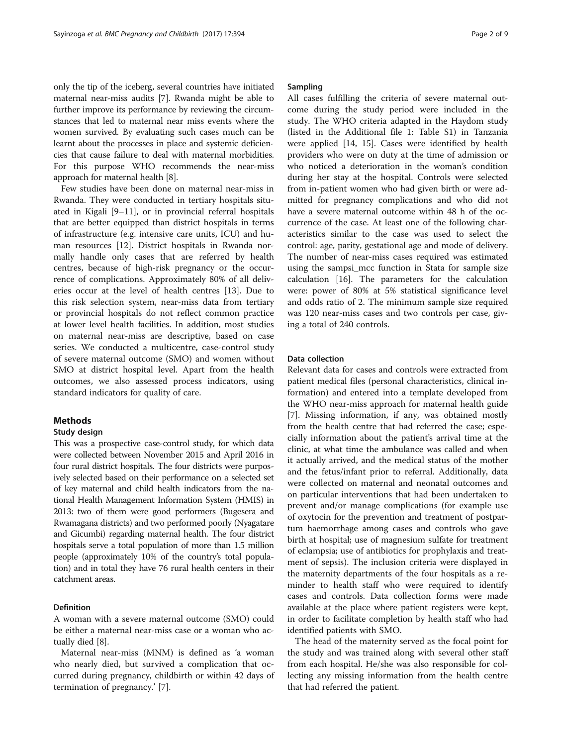only the tip of the iceberg, several countries have initiated maternal near-miss audits [7]. Rwanda might be able to further improve its performance by reviewing the circumstances that led to maternal near miss events where the women survived. By evaluating such cases much can be learnt about the processes in place and systemic deficiencies that cause failure to deal with maternal morbidities. For this purpose WHO recommends the near-miss approach for maternal health [8].

Few studies have been done on maternal near-miss in Rwanda. They were conducted in tertiary hospitals situated in Kigali [9–11], or in provincial referral hospitals that are better equipped than district hospitals in terms of infrastructure (e.g. intensive care units, ICU) and human resources [12]. District hospitals in Rwanda normally handle only cases that are referred by health centres, because of high-risk pregnancy or the occurrence of complications. Approximately 80% of all deliveries occur at the level of health centres [13]. Due to this risk selection system, near-miss data from tertiary or provincial hospitals do not reflect common practice at lower level health facilities. In addition, most studies on maternal near-miss are descriptive, based on case series. We conducted a multicentre, case-control study of severe maternal outcome (SMO) and women without SMO at district hospital level. Apart from the health outcomes, we also assessed process indicators, using standard indicators for quality of care.

## Methods

### Study design

This was a prospective case-control study, for which data were collected between November 2015 and April 2016 in four rural district hospitals. The four districts were purposively selected based on their performance on a selected set of key maternal and child health indicators from the national Health Management Information System (HMIS) in 2013: two of them were good performers (Bugesera and Rwamagana districts) and two performed poorly (Nyagatare and Gicumbi) regarding maternal health. The four district hospitals serve a total population of more than 1.5 million people (approximately 10% of the country's total population) and in total they have 76 rural health centers in their catchment areas.

### Definition

A woman with a severe maternal outcome (SMO) could be either a maternal near-miss case or a woman who actually died [8].

Maternal near-miss (MNM) is defined as 'a woman who nearly died, but survived a complication that occurred during pregnancy, childbirth or within 42 days of termination of pregnancy.' [7].

### Sampling

All cases fulfilling the criteria of severe maternal outcome during the study period were included in the study. The WHO criteria adapted in the Haydom study (listed in the Additional file 1: Table S1) in Tanzania were applied [14, 15]. Cases were identified by health providers who were on duty at the time of admission or who noticed a deterioration in the woman's condition during her stay at the hospital. Controls were selected from in-patient women who had given birth or were admitted for pregnancy complications and who did not have a severe maternal outcome within 48 h of the occurrence of the case. At least one of the following characteristics similar to the case was used to select the control: age, parity, gestational age and mode of delivery. The number of near-miss cases required was estimated using the sampsi_mcc function in Stata for sample size calculation [16]. The parameters for the calculation were: power of 80% at 5% statistical significance level and odds ratio of 2. The minimum sample size required was 120 near-miss cases and two controls per case, giving a total of 240 controls.

### Data collection

Relevant data for cases and controls were extracted from patient medical files (personal characteristics, clinical information) and entered into a template developed from the WHO near-miss approach for maternal health guide [7]. Missing information, if any, was obtained mostly from the health centre that had referred the case; especially information about the patient's arrival time at the clinic, at what time the ambulance was called and when it actually arrived, and the medical status of the mother and the fetus/infant prior to referral. Additionally, data were collected on maternal and neonatal outcomes and on particular interventions that had been undertaken to prevent and/or manage complications (for example use of oxytocin for the prevention and treatment of postpartum haemorrhage among cases and controls who gave birth at hospital; use of magnesium sulfate for treatment of eclampsia; use of antibiotics for prophylaxis and treatment of sepsis). The inclusion criteria were displayed in the maternity departments of the four hospitals as a reminder to health staff who were required to identify cases and controls. Data collection forms were made available at the place where patient registers were kept, in order to facilitate completion by health staff who had identified patients with SMO.

The head of the maternity served as the focal point for the study and was trained along with several other staff from each hospital. He/she was also responsible for collecting any missing information from the health centre that had referred the patient.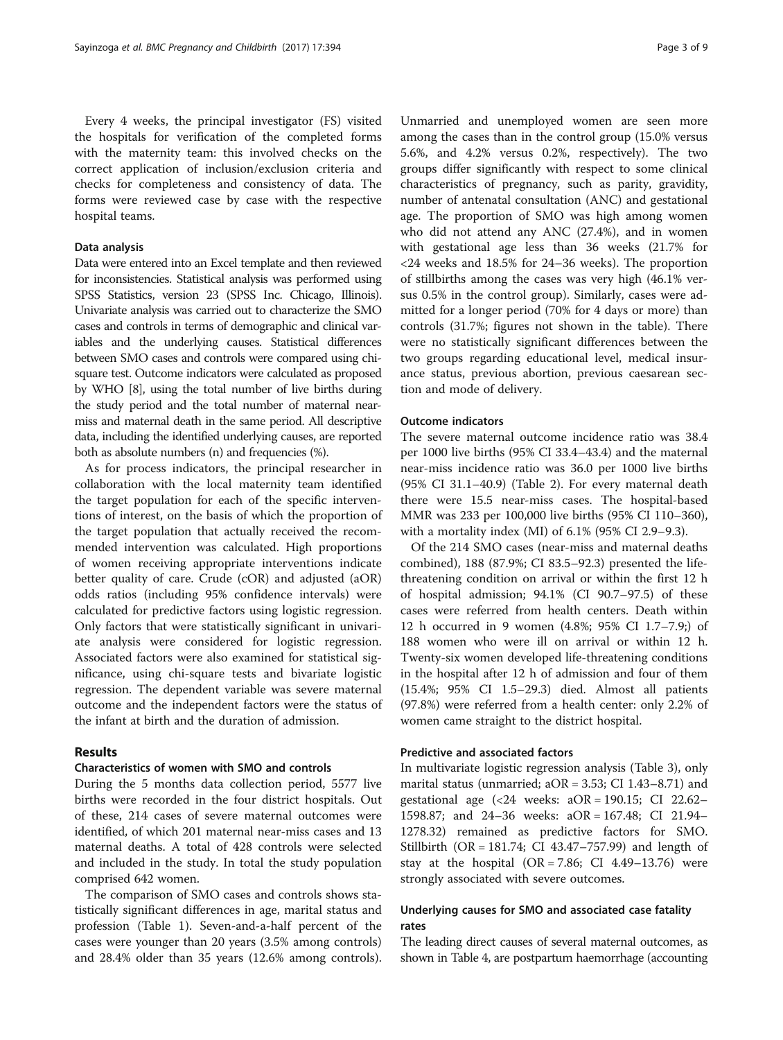Every 4 weeks, the principal investigator (FS) visited the hospitals for verification of the completed forms with the maternity team: this involved checks on the correct application of inclusion/exclusion criteria and checks for completeness and consistency of data. The forms were reviewed case by case with the respective hospital teams.

### Data analysis

Data were entered into an Excel template and then reviewed for inconsistencies. Statistical analysis was performed using SPSS Statistics, version 23 (SPSS Inc. Chicago, Illinois). Univariate analysis was carried out to characterize the SMO cases and controls in terms of demographic and clinical variables and the underlying causes. Statistical differences between SMO cases and controls were compared using chi-square test. Outcome indicators were calculated as proposed by WHO [8], using the total number of live births during the study period and the total number of maternal near-miss and maternal death in the same period. All descriptive data, including the identified underlying causes, are reported both as absolute numbers (n) and frequencies (%).

As for process indicators, the principal researcher in collaboration with the local maternity team identified the target population for each of the specific interventions of interest, on the basis of which the proportion of the target population that actually received the recommended intervention was calculated. High proportions of women receiving appropriate interventions indicate better quality of care. Crude (cOR) and adjusted (aOR) odds ratios (including 95% confidence intervals) were calculated for predictive factors using logistic regression. Only factors that were statistically significant in univariate analysis were considered for logistic regression. Associated factors were also examined for statistical significance, using chi-square tests and bivariate logistic regression. The dependent variable was severe maternal outcome and the independent factors were the status of the infant at birth and the duration of admission.

## Results

### Characteristics of women with SMO and controls

During the 5 months data collection period, 5577 live births were recorded in the four district hospitals. Out of these, 214 cases of severe maternal outcomes were identified, of which 201 maternal near-miss cases and 13 maternal deaths. A total of 428 controls were selected and included in the study. In total the study population comprised 642 women.

The comparison of SMO cases and controls shows statistically significant differences in age, marital status and profession (Table 1). Seven-and-a-half percent of the cases were younger than 20 years (3.5% among controls) and 28.4% older than 35 years (12.6% among controls). Unmarried and unemployed women are seen more among the cases than in the control group (15.0% versus 5.6%, and 4.2% versus 0.2%, respectively). The two groups differ significantly with respect to some clinical characteristics of pregnancy, such as parity, gravidity, number of antenatal consultation (ANC) and gestational age. The proportion of SMO was high among women who did not attend any ANC (27.4%), and in women with gestational age less than 36 weeks (21.7% for <24 weeks and 18.5% for 24–36 weeks). The proportion of stillbirths among the cases was very high (46.1% versus 0.5% in the control group). Similarly, cases were admitted for a longer period (70% for 4 days or more) than controls (31.7%; figures not shown in the table). There were no statistically significant differences between the two groups regarding educational level, medical insurance status, previous abortion, previous caesarean section and mode of delivery.

### Outcome indicators

The severe maternal outcome incidence ratio was 38.4 per 1000 live births (95% CI 33.4–43.4) and the maternal near-miss incidence ratio was 36.0 per 1000 live births (95% CI 31.1–40.9) (Table 2). For every maternal death there were 15.5 near-miss cases. The hospital-based MMR was 233 per 100,000 live births (95% CI 110–360), with a mortality index (MI) of 6.1% (95% CI 2.9–9.3).

Of the 214 SMO cases (near-miss and maternal deaths combined), 188 (87.9%; CI 83.5–92.3) presented the life-threatening condition on arrival or within the first 12 h of hospital admission; 94.1% (CI 90.7–97.5) of these cases were referred from health centers. Death within 12 h occurred in 9 women (4.8%; 95% CI 1.7–7.9;) of 188 women who were ill on arrival or within 12 h. Twenty-six women developed life-threatening conditions in the hospital after 12 h of admission and four of them (15.4%; 95% CI 1.5–29.3) died. Almost all patients (97.8%) were referred from a health center: only 2.2% of women came straight to the district hospital.

### Predictive and associated factors

In multivariate logistic regression analysis (Table 3), only marital status (unmarried; aOR = 3.53; CI 1.43–8.71) and gestational age (<24 weeks: aOR = 190.15; CI 22.62–1598.87; and 24–36 weeks: aOR = 167.48; CI 21.94–1278.32) remained as predictive factors for SMO. Stillbirth (OR = 181.74; CI 43.47–757.99) and length of stay at the hospital (OR = 7.86; CI 4.49–13.76) were strongly associated with severe outcomes.

### Underlying causes for SMO and associated case fatality rates

The leading direct causes of several maternal outcomes, as shown in Table 4, are postpartum haemorrhage (accounting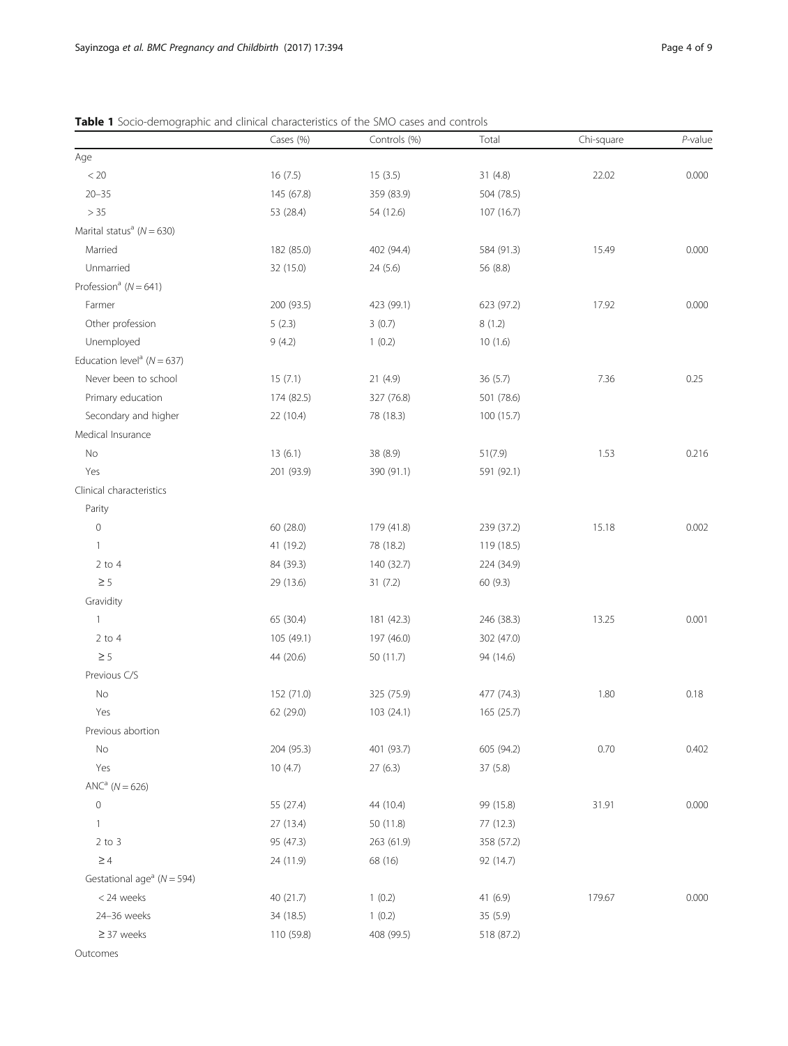**Table 1** Socio-demographic and clinical characteristics of the SMO cases and controls

| | Cases (%) | Controls (%) | Total | Chi-square | *P*-value |
|---|---|---|---|---|---|
| Age | | | | | |
| < 20 | 16 (7.5) | 15 (3.5) | 31 (4.8) | 22.02 | 0.000 |
| 20–35 | 145 (67.8) | 359 (83.9) | 504 (78.5) | | |
| > 35 | 53 (28.4) | 54 (12.6) | 107 (16.7) | | |
| Marital status[a] ($N = 630$) | | | | | |
| Married | 182 (85.0) | 402 (94.4) | 584 (91.3) | 15.49 | 0.000 |
| Unmarried | 32 (15.0) | 24 (5.6) | 56 (8.8) | | |
| Profession[a] ($N = 641$) | | | | | |
| Farmer | 200 (93.5) | 423 (99.1) | 623 (97.2) | 17.92 | 0.000 |
| Other profession | 5 (2.3) | 3 (0.7) | 8 (1.2) | | |
| Unemployed | 9 (4.2) | 1 (0.2) | 10 (1.6) | | |
| Education level[a] ($N = 637$) | | | | | |
| Never been to school | 15 (7.1) | 21 (4.9) | 36 (5.7) | 7.36 | 0.25 |
| Primary education | 174 (82.5) | 327 (76.8) | 501 (78.6) | | |
| Secondary and higher | 22 (10.4) | 78 (18.3) | 100 (15.7) | | |
| Medical Insurance | | | | | |
| No | 13 (6.1) | 38 (8.9) | 51(7.9) | 1.53 | 0.216 |
| Yes | 201 (93.9) | 390 (91.1) | 591 (92.1) | | |
| Clinical characteristics | | | | | |
| Parity | | | | | |
| 0 | 60 (28.0) | 179 (41.8) | 239 (37.2) | 15.18 | 0.002 |
| 1 | 41 (19.2) | 78 (18.2) | 119 (18.5) | | |
| 2 to 4 | 84 (39.3) | 140 (32.7) | 224 (34.9) | | |
| ≥ 5 | 29 (13.6) | 31 (7.2) | 60 (9.3) | | |
| Gravidity | | | | | |
| 1 | 65 (30.4) | 181 (42.3) | 246 (38.3) | 13.25 | 0.001 |
| 2 to 4 | 105 (49.1) | 197 (46.0) | 302 (47.0) | | |
| ≥ 5 | 44 (20.6) | 50 (11.7) | 94 (14.6) | | |
| Previous C/S | | | | | |
| No | 152 (71.0) | 325 (75.9) | 477 (74.3) | 1.80 | 0.18 |
| Yes | 62 (29.0) | 103 (24.1) | 165 (25.7) | | |
| Previous abortion | | | | | |
| No | 204 (95.3) | 401 (93.7) | 605 (94.2) | 0.70 | 0.402 |
| Yes | 10 (4.7) | 27 (6.3) | 37 (5.8) | | |
| ANC[a] ($N = 626$) | | | | | |
| 0 | 55 (27.4) | 44 (10.4) | 99 (15.8) | 31.91 | 0.000 |
| 1 | 27 (13.4) | 50 (11.8) | 77 (12.3) | | |
| 2 to 3 | 95 (47.3) | 263 (61.9) | 358 (57.2) | | |
| ≥ 4 | 24 (11.9) | 68 (16) | 92 (14.7) | | |
| Gestational age[a] ($N = 594$) | | | | | |
| < 24 weeks | 40 (21.7) | 1 (0.2) | 41 (6.9) | 179.67 | 0.000 |
| 24–36 weeks | 34 (18.5) | 1 (0.2) | 35 (5.9) | | |
| ≥ 37 weeks | 110 (59.8) | 408 (99.5) | 518 (87.2) | | |
| Outcomes | | | | | |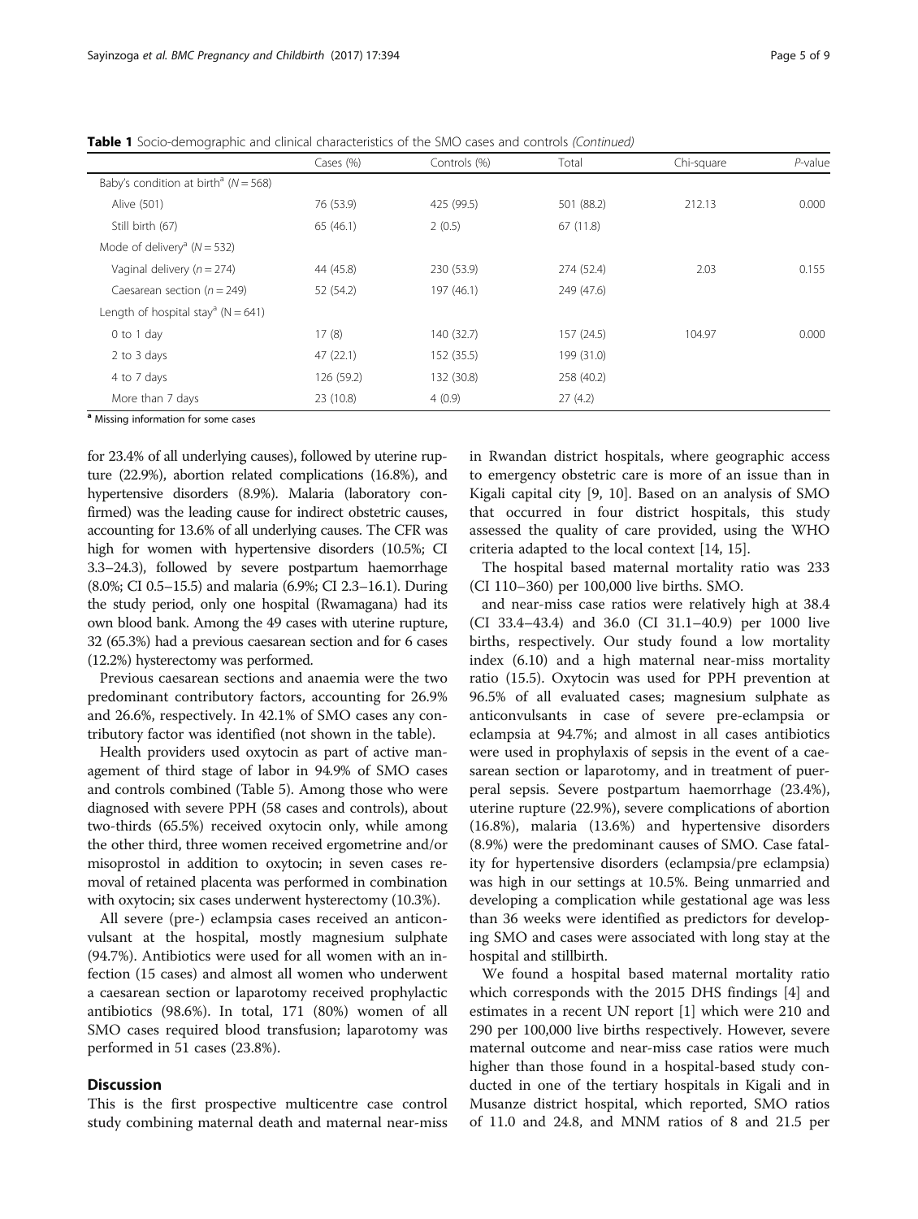**Table 1** Socio-demographic and clinical characteristics of the SMO cases and controls *(Continued)*

| | Cases (%) | Controls (%) | Total | Chi-square | *P*-value |
|---|---|---|---|---|---|
| Baby's condition at birth[a] (*N* = 568) | | | | | |
| Alive (501) | 76 (53.9) | 425 (99.5) | 501 (88.2) | 212.13 | 0.000 |
| Still birth (67) | 65 (46.1) | 2 (0.5) | 67 (11.8) | | |
| Mode of delivery[a] (*N* = 532) | | | | | |
| Vaginal delivery (*n* = 274) | 44 (45.8) | 230 (53.9) | 274 (52.4) | 2.03 | 0.155 |
| Caesarean section (*n* = 249) | 52 (54.2) | 197 (46.1) | 249 (47.6) | | |
| Length of hospital stay[a] (N = 641) | | | | | |
| 0 to 1 day | 17 (8) | 140 (32.7) | 157 (24.5) | 104.97 | 0.000 |
| 2 to 3 days | 47 (22.1) | 152 (35.5) | 199 (31.0) | | |
| 4 to 7 days | 126 (59.2) | 132 (30.8) | 258 (40.2) | | |
| More than 7 days | 23 (10.8) | 4 (0.9) | 27 (4.2) | | |

[a] Missing information for some cases

for 23.4% of all underlying causes), followed by uterine rupture (22.9%), abortion related complications (16.8%), and hypertensive disorders (8.9%). Malaria (laboratory confirmed) was the leading cause for indirect obstetric causes, accounting for 13.6% of all underlying causes. The CFR was high for women with hypertensive disorders (10.5%; CI 3.3–24.3), followed by severe postpartum haemorrhage (8.0%; CI 0.5–15.5) and malaria (6.9%; CI 2.3–16.1). During the study period, only one hospital (Rwamagana) had its own blood bank. Among the 49 cases with uterine rupture, 32 (65.3%) had a previous caesarean section and for 6 cases (12.2%) hysterectomy was performed.

Previous caesarean sections and anaemia were the two predominant contributory factors, accounting for 26.9% and 26.6%, respectively. In 42.1% of SMO cases any contributory factor was identified (not shown in the table).

Health providers used oxytocin as part of active management of third stage of labor in 94.9% of SMO cases and controls combined (Table 5). Among those who were diagnosed with severe PPH (58 cases and controls), about two-thirds (65.5%) received oxytocin only, while among the other third, three women received ergometrine and/or misoprostol in addition to oxytocin; in seven cases removal of retained placenta was performed in combination with oxytocin; six cases underwent hysterectomy (10.3%).

All severe (pre-) eclampsia cases received an anticonvulsant at the hospital, mostly magnesium sulphate (94.7%). Antibiotics were used for all women with an infection (15 cases) and almost all women who underwent a caesarean section or laparotomy received prophylactic antibiotics (98.6%). In total, 171 (80%) women of all SMO cases required blood transfusion; laparotomy was performed in 51 cases (23.8%).

## Discussion

This is the first prospective multicentre case control study combining maternal death and maternal near-miss in Rwandan district hospitals, where geographic access to emergency obstetric care is more of an issue than in Kigali capital city [9, 10]. Based on an analysis of SMO that occurred in four district hospitals, this study assessed the quality of care provided, using the WHO criteria adapted to the local context [14, 15].

The hospital based maternal mortality ratio was 233 (CI 110–360) per 100,000 live births. SMO.

and near-miss case ratios were relatively high at 38.4 (CI 33.4–43.4) and 36.0 (CI 31.1–40.9) per 1000 live births, respectively. Our study found a low mortality index (6.10) and a high maternal near-miss mortality ratio (15.5). Oxytocin was used for PPH prevention at 96.5% of all evaluated cases; magnesium sulphate as anticonvulsants in case of severe pre-eclampsia or eclampsia at 94.7%; and almost in all cases antibiotics were used in prophylaxis of sepsis in the event of a caesarean section or laparotomy, and in treatment of puerperal sepsis. Severe postpartum haemorrhage (23.4%), uterine rupture (22.9%), severe complications of abortion (16.8%), malaria (13.6%) and hypertensive disorders (8.9%) were the predominant causes of SMO. Case fatality for hypertensive disorders (eclampsia/pre eclampsia) was high in our settings at 10.5%. Being unmarried and developing a complication while gestational age was less than 36 weeks were identified as predictors for developing SMO and cases were associated with long stay at the hospital and stillbirth.

We found a hospital based maternal mortality ratio which corresponds with the 2015 DHS findings [4] and estimates in a recent UN report [1] which were 210 and 290 per 100,000 live births respectively. However, severe maternal outcome and near-miss case ratios were much higher than those found in a hospital-based study conducted in one of the tertiary hospitals in Kigali and in Musanze district hospital, which reported, SMO ratios of 11.0 and 24.8, and MNM ratios of 8 and 21.5 per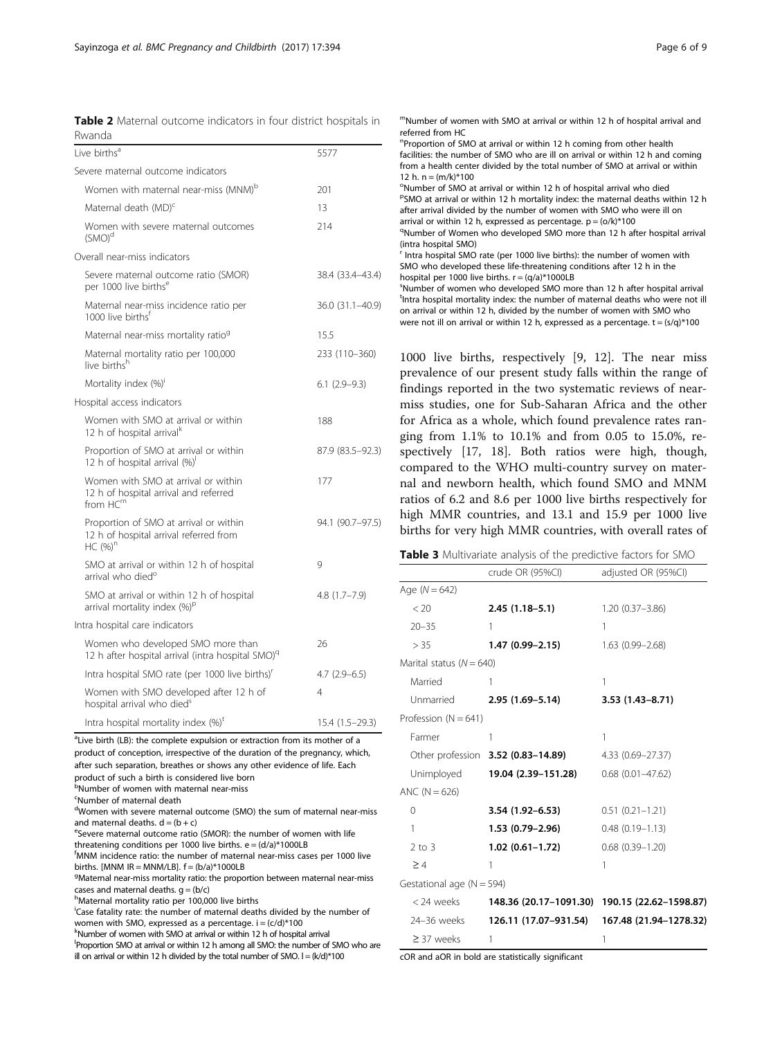**Table 2** Maternal outcome indicators in four district hospitals in Rwanda

| Live births[a] | 5577 |
|---|---|
| Severe maternal outcome indicators | |
| Women with maternal near-miss (MNM)[b] | 201 |
| Maternal death (MD)[c] | 13 |
| Women with severe maternal outcomes (SMO)[d] | 214 |
| Overall near-miss indicators | |
| Severe maternal outcome ratio (SMOR) per 1000 live births[e] | 38.4 (33.4–43.4) |
| Maternal near-miss incidence ratio per 1000 live births[f] | 36.0 (31.1–40.9) |
| Maternal near-miss mortality ratio[g] | 15.5 |
| Maternal mortality ratio per 100,000 live births[h] | 233 (110–360) |
| Mortality index (%)[i] | 6.1 (2.9–9.3) |
| Hospital access indicators | |
| Women with SMO at arrival or within 12 h of hospital arrival[k] | 188 |
| Proportion of SMO at arrival or within 12 h of hospital arrival (%)[l] | 87.9 (83.5–92.3) |
| Women with SMO at arrival or within 12 h of hospital arrival and referred from HC[m] | 177 |
| Proportion of SMO at arrival or within 12 h of hospital arrival referred from HC (%)[n] | 94.1 (90.7–97.5) |
| SMO at arrival or within 12 h of hospital arrival who died[o] | 9 |
| SMO at arrival or within 12 h of hospital arrival mortality index (%)[p] | 4.8 (1.7–7.9) |
| Intra hospital care indicators | |
| Women who developed SMO more than 12 h after hospital arrival (intra hospital SMO)[q] | 26 |
| Intra hospital SMO rate (per 1000 live births)[r] | 4.7 (2.9–6.5) |
| Women with SMO developed after 12 h of hospital arrival who died[s] | 4 |
| Intra hospital mortality index (%)[t] | 15.4 (1.5–29.3) |

[a]Live birth (LB): the complete expulsion or extraction from its mother of a product of conception, irrespective of the duration of the pregnancy, which, after such separation, breathes or shows any other evidence of life. Each product of such a birth is considered live born
[b]Number of women with maternal near-miss
[c]Number of maternal death
[d]Women with severe maternal outcome (SMO) the sum of maternal near-miss and maternal deaths. $d = (b + c)$
[e]Severe maternal outcome ratio (SMOR): the number of women with life threatening conditions per 1000 live births. $e = (d/a)*1000LB$
[f]MNM incidence ratio: the number of maternal near-miss cases per 1000 live births. [MNM IR = MNM/LB]. $f = (b/a)*1000LB$
[g]Maternal near-miss mortality ratio: the proportion between maternal near-miss cases and maternal deaths. $g = (b/c)$
[h]Maternal mortality ratio per 100,000 live births
[i]Case fatality rate: the number of maternal deaths divided by the number of women with SMO, expressed as a percentage. $i = (c/d)*100$
[k]Number of women with SMO at arrival or within 12 h of hospital arrival
[l]Proportion SMO at arrival or within 12 h among all SMO: the number of SMO who are ill on arrival or within 12 h divided by the total number of SMO. $l = (k/d)*100$
[m]Number of women with SMO at arrival or within 12 h of hospital arrival and referred from HC
[n]Proportion of SMO at arrival or within 12 h coming from other health facilities: the number of SMO who are ill on arrival or within 12 h and coming from a health center divided by the total number of SMO at arrival or within 12 h. $n = (m/k)*100$
[o]Number of SMO at arrival or within 12 h of hospital arrival who died
[p]SMO at arrival or within 12 h mortality index: the maternal deaths within 12 h after arrival divided by the number of women with SMO who were ill on arrival or within 12 h, expressed as percentage. $p = (o/k)*100$
[q]Number of Women who developed SMO more than 12 h after hospital arrival (intra hospital SMO)
[r]Intra hospital SMO rate (per 1000 live births): the number of women with SMO who developed these life-threatening conditions after 12 h in the hospital per 1000 live births. $r = (q/a)*1000LB$
[s]Number of women who developed SMO more than 12 h after hospital arrival
[t]Intra hospital mortality index: the number of maternal deaths who were not ill on arrival or within 12 h, divided by the number of women with SMO who were not ill on arrival or within 12 h, expressed as a percentage. $t = (s/q)*100$

1000 live births, respectively [9, 12]. The near miss prevalence of our present study falls within the range of findings reported in the two systematic reviews of near-miss studies, one for Sub-Saharan Africa and the other for Africa as a whole, which found prevalence rates ranging from 1.1% to 10.1% and from 0.05 to 15.0%, respectively [17, 18]. Both ratios were high, though, compared to the WHO multi-country survey on maternal and newborn health, which found SMO and MNM ratios of 6.2 and 8.6 per 1000 live births respectively for high MMR countries, and 13.1 and 15.9 per 1000 live births for very high MMR countries, with overall rates of

**Table 3** Multivariate analysis of the predictive factors for SMO

| | crude OR (95%CI) | adjusted OR (95%CI) |
|---|---|---|
| Age (N = 642) | | |
| < 20 | **2.45 (1.18–5.1)** | 1.20 (0.37–3.86) |
| 20–35 | 1 | 1 |
| > 35 | **1.47 (0.99–2.15)** | 1.63 (0.99–2.68) |
| Marital status (N = 640) | | |
| Married | 1 | 1 |
| Unmarried | **2.95 (1.69–5.14)** | **3.53 (1.43–8.71)** |
| Profession (N = 641) | | |
| Farmer | 1 | 1 |
| Other profession | **3.52 (0.83–14.89)** | 4.33 (0.69–27.37) |
| Unimployed | **19.04 (2.39–151.28)** | 0.68 (0.01–47.62) |
| ANC (N = 626) | | |
| 0 | **3.54 (1.92–6.53)** | 0.51 (0.21–1.21) |
| 1 | **1.53 (0.79–2.96)** | 0.48 (0.19–1.13) |
| 2 to 3 | **1.02 (0.61–1.72)** | 0.68 (0.39–1.20) |
| ≥ 4 | 1 | 1 |
| Gestational age (N = 594) | | |
| < 24 weeks | **148.36 (20.17–1091.30)** | **190.15 (22.62–1598.87)** |
| 24–36 weeks | **126.11 (17.07–931.54)** | **167.48 (21.94–1278.32)** |
| ≥ 37 weeks | 1 | 1 |

cOR and aOR in bold are statistically significant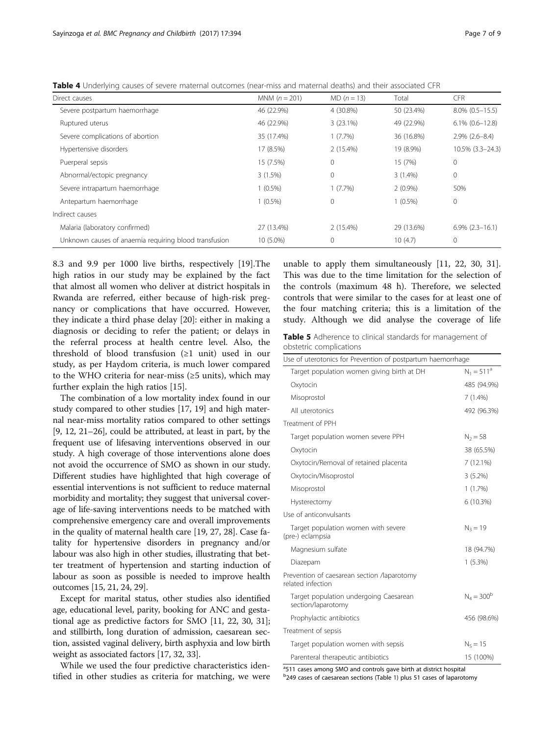**Table 4** Underlying causes of severe maternal outcomes (near-miss and maternal deaths) and their associated CFR

| Direct causes | MNM (n = 201) | MD (n = 13) | Total | CFR |
|---|---|---|---|---|
| Severe postpartum haemorrhage | 46 (22.9%) | 4 (30.8%) | 50 (23.4%) | 8.0% (0.5–15.5) |
| Ruptured uterus | 46 (22.9%) | 3 (23.1%) | 49 (22.9%) | 6.1% (0.6–12.8) |
| Severe complications of abortion | 35 (17.4%) | 1 (7.7%) | 36 (16.8%) | 2.9% (2.6–8.4) |
| Hypertensive disorders | 17 (8.5%) | 2 (15.4%) | 19 (8.9%) | 10.5% (3.3–24.3) |
| Puerperal sepsis | 15 (7.5%) | 0 | 15 (7%) | 0 |
| Abnormal/ectopic pregnancy | 3 (1.5%) | 0 | 3 (1.4%) | 0 |
| Severe intrapartum haemorrhage | 1 (0.5%) | 1 (7.7%) | 2 (0.9%) | 50% |
| Antepartum haemorrhage | 1 (0.5%) | 0 | 1 (0.5%) | 0 |
| Indirect causes | | | | |
| Malaria (laboratory confirmed) | 27 (13.4%) | 2 (15.4%) | 29 (13.6%) | 6.9% (2.3–16.1) |
| Unknown causes of anaemia requiring blood transfusion | 10 (5.0%) | 0 | 10 (4.7) | 0 |

8.3 and 9.9 per 1000 live births, respectively [19].The high ratios in our study may be explained by the fact that almost all women who deliver at district hospitals in Rwanda are referred, either because of high-risk pregnancy or complications that have occurred. However, they indicate a third phase delay [20]: either in making a diagnosis or deciding to refer the patient; or delays in the referral process at health centre level. Also, the threshold of blood transfusion (≥1 unit) used in our study, as per Haydom criteria, is much lower compared to the WHO criteria for near-miss (≥5 units), which may further explain the high ratios [15].

The combination of a low mortality index found in our study compared to other studies [17, 19] and high maternal near-miss mortality ratios compared to other settings [9, 12, 21–26], could be attributed, at least in part, by the frequent use of lifesaving interventions observed in our study. A high coverage of those interventions alone does not avoid the occurrence of SMO as shown in our study. Different studies have highlighted that high coverage of essential interventions is not sufficient to reduce maternal morbidity and mortality; they suggest that universal coverage of life-saving interventions needs to be matched with comprehensive emergency care and overall improvements in the quality of maternal health care [19, 27, 28]. Case fatality for hypertensive disorders in pregnancy and/or labour was also high in other studies, illustrating that better treatment of hypertension and starting induction of labour as soon as possible is needed to improve health outcomes [15, 21, 24, 29].

Except for marital status, other studies also identified age, educational level, parity, booking for ANC and gestational age as predictive factors for SMO [11, 22, 30, 31]; and stillbirth, long duration of admission, caesarean section, assisted vaginal delivery, birth asphyxia and low birth weight as associated factors [17, 32, 33].

While we used the four predictive characteristics identified in other studies as criteria for matching, we were unable to apply them simultaneously [11, 22, 30, 31]. This was due to the time limitation for the selection of the controls (maximum 48 h). Therefore, we selected controls that were similar to the cases for at least one of the four matching criteria; this is a limitation of the study. Although we did analyse the coverage of life

**Table 5** Adherence to clinical standards for management of obstetric complications

| Use of uterotonics for Prevention of postpartum haemorrhage | |
|---|---|
| Target population women giving birth at DH | $N_1 = 511^a$ |
| Oxytocin | 485 (94.9%) |
| Misoprostol | 7 (1.4%) |
| All uterotonics | 492 (96.3%) |
| Treatment of PPH | |
| Target population women severe PPH | $N_2 = 58$ |
| Oxytocin | 38 (65.5%) |
| Oxytocin/Removal of retained placenta | 7 (12.1%) |
| Oxytocin/Misoprostol | 3 (5.2%) |
| Misoprostol | 1 (1.7%) |
| Hysterectomy | 6 (10.3%) |
| Use of anticonvulsants | |
| Target population women with severe (pre-) eclampsia | $N_3 = 19$ |
| Magnesium sulfate | 18 (94.7%) |
| Diazepam | 1 (5.3%) |
| Prevention of caesarean section /laparotomy related infection | |
| Target population undergoing Caesarean section/laparotomy | $N_4 = 300^b$ |
| Prophylactic antibiotics | 456 (98.6%) |
| Treatment of sepsis | |
| Target population women with sepsis | $N_5 = 15$ |
| Parenteral therapeutic antibiotics | 15 (100%) |

[a] 511 cases among SMO and controls gave birth at district hospital
[b] 249 cases of caesarean sections (Table 1) plus 51 cases of laparotomy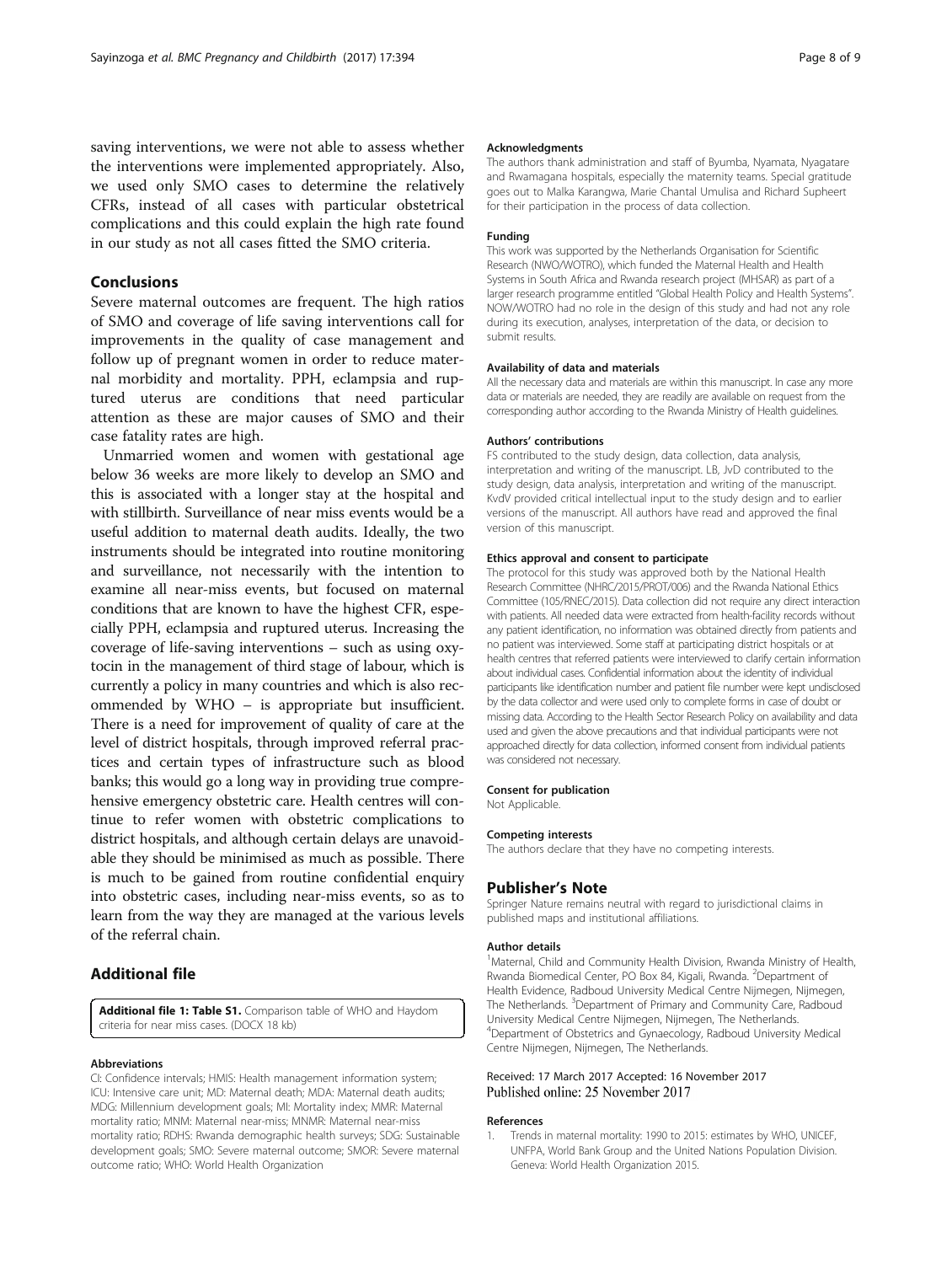saving interventions, we were not able to assess whether the interventions were implemented appropriately. Also, we used only SMO cases to determine the relatively CFRs, instead of all cases with particular obstetrical complications and this could explain the high rate found in our study as not all cases fitted the SMO criteria.

## Conclusions

Severe maternal outcomes are frequent. The high ratios of SMO and coverage of life saving interventions call for improvements in the quality of case management and follow up of pregnant women in order to reduce maternal morbidity and mortality. PPH, eclampsia and ruptured uterus are conditions that need particular attention as these are major causes of SMO and their case fatality rates are high.

Unmarried women and women with gestational age below 36 weeks are more likely to develop an SMO and this is associated with a longer stay at the hospital and with stillbirth. Surveillance of near miss events would be a useful addition to maternal death audits. Ideally, the two instruments should be integrated into routine monitoring and surveillance, not necessarily with the intention to examine all near-miss events, but focused on maternal conditions that are known to have the highest CFR, especially PPH, eclampsia and ruptured uterus. Increasing the coverage of life-saving interventions – such as using oxytocin in the management of third stage of labour, which is currently a policy in many countries and which is also recommended by WHO – is appropriate but insufficient. There is a need for improvement of quality of care at the level of district hospitals, through improved referral practices and certain types of infrastructure such as blood banks; this would go a long way in providing true comprehensive emergency obstetric care. Health centres will continue to refer women with obstetric complications to district hospitals, and although certain delays are unavoidable they should be minimised as much as possible. There is much to be gained from routine confidential enquiry into obstetric cases, including near-miss events, so as to learn from the way they are managed at the various levels of the referral chain.

## Additional file

**Additional file 1: Table S1.** Comparison table of WHO and Haydom criteria for near miss cases. (DOCX 18 kb)

#### Abbreviations

CI: Confidence intervals; HMIS: Health management information system; ICU: Intensive care unit; MD: Maternal death; MDA: Maternal death audits; MDG: Millennium development goals; MI: Mortality index; MMR: Maternal mortality ratio; MNM: Maternal near-miss; MNMR: Maternal near-miss mortality ratio; RDHS: Rwanda demographic health surveys; SDG: Sustainable development goals; SMO: Severe maternal outcome; SMOR: Severe maternal outcome ratio; WHO: World Health Organization

#### Acknowledgments

The authors thank administration and staff of Byumba, Nyamata, Nyagatare and Rwamagana hospitals, especially the maternity teams. Special gratitude goes out to Malka Karangwa, Marie Chantal Umulisa and Richard Supheert for their participation in the process of data collection.

#### Funding

This work was supported by the Netherlands Organisation for Scientific Research (NWO/WOTRO), which funded the Maternal Health and Health Systems in South Africa and Rwanda research project (MHSAR) as part of a larger research programme entitled "Global Health Policy and Health Systems". NOW/WOTRO had no role in the design of this study and had not any role during its execution, analyses, interpretation of the data, or decision to submit results.

#### Availability of data and materials

All the necessary data and materials are within this manuscript. In case any more data or materials are needed, they are readily are available on request from the corresponding author according to the Rwanda Ministry of Health guidelines.

#### Authors' contributions

FS contributed to the study design, data collection, data analysis, interpretation and writing of the manuscript. LB, JvD contributed to the study design, data analysis, interpretation and writing of the manuscript. KvdV provided critical intellectual input to the study design and to earlier versions of the manuscript. All authors have read and approved the final version of this manuscript.

#### Ethics approval and consent to participate

The protocol for this study was approved both by the National Health Research Committee (NHRC/2015/PROT/006) and the Rwanda National Ethics Committee (105/RNEC/2015). Data collection did not require any direct interaction with patients. All needed data were extracted from health-facility records without any patient identification, no information was obtained directly from patients and no patient was interviewed. Some staff at participating district hospitals or at health centres that referred patients were interviewed to clarify certain information about individual cases. Confidential information about the identity of individual participants like identification number and patient file number were kept undisclosed by the data collector and were used only to complete forms in case of doubt or missing data. According to the Health Sector Research Policy on availability and data used and given the above precautions and that individual participants were not approached directly for data collection, informed consent from individual patients was considered not necessary.

#### Consent for publication

Not Applicable.

#### Competing interests

The authors declare that they have no competing interests.

## Publisher's Note

Springer Nature remains neutral with regard to jurisdictional claims in published maps and institutional affiliations.

#### Author details

[1]Maternal, Child and Community Health Division, Rwanda Ministry of Health, Rwanda Biomedical Center, PO Box 84, Kigali, Rwanda. [2]Department of Health Evidence, Radboud University Medical Centre Nijmegen, Nijmegen, The Netherlands. [3]Department of Primary and Community Care, Radboud University Medical Centre Nijmegen, Nijmegen, The Netherlands. [4]Department of Obstetrics and Gynaecology, Radboud University Medical Centre Nijmegen, Nijmegen, The Netherlands.

Received: 17 March 2017 Accepted: 16 November 2017
Published online: 25 November 2017

#### References

1. Trends in maternal mortality: 1990 to 2015: estimates by WHO, UNICEF, UNFPA, World Bank Group and the United Nations Population Division. Geneva: World Health Organization 2015.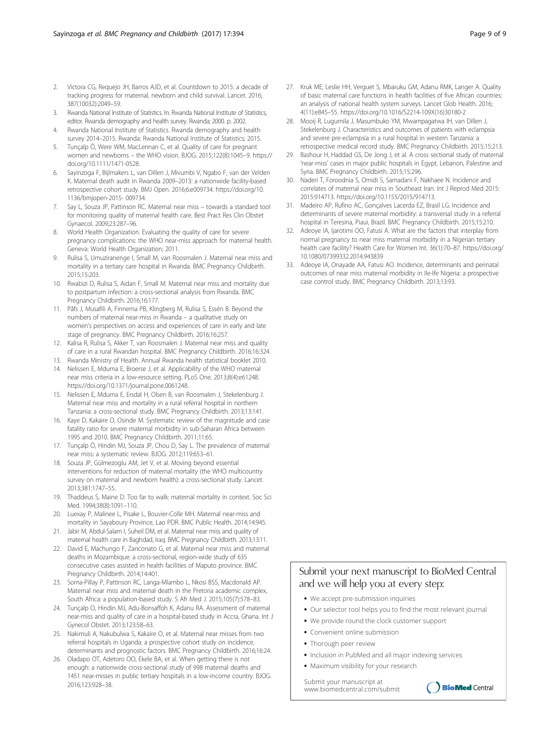2. Victora CG, Requejo JH, Barros AJD, et al. Countdown to 2015: a decade of tracking progress for maternal, newborn and child survival. Lancet. 2016; 387(10032):2049–59.
3. Rwanda National Institute of Statistics. In: Rwanda National Institute of Statistics, editor. Rwanda demography and health survey. Rwanda; 2000. p. 2002.
4. Rwanda National Institute of Statistics. Rwanda demography and health survey 2014–2015. Rwanda: Rwanda National Institute of Statistics; 2015.
5. Tunçalp Ö, Were WM, MacLennan C, et al. Quality of care for pregnant women and newborns – the WHO vision. BJOG. 2015;122(8):1045–9. https://doi.org/10.1111/1471-0528.
6. Sayinzoga F, Bijlmakers L, van Dillen J, Mivumbi V, Ngabo F, van der Velden K. Maternal death audit in Rwanda 2009–2013: a nationwide facility-based retrospective cohort study. BMJ Open. 2016;6:e009734. https://doi.org/10.1136/bmjopen-2015- 009734.
7. Say L, Souza JP, Pattinson RC. Maternal near miss – towards a standard tool for monitoring quality of maternal health care. Best Pract Res Clin Obstet Gynaecol. 2009;23:287–96.
8. World Health Organization. Evaluating the quality of care for severe pregnancy complications: the WHO near-miss approach for maternal health. Geneva: World Health Organization; 2011.
9. Rulisa S, Umuziranenge I, Small M, van Roosmalen J. Maternal near miss and mortality in a tertiary care hospital in Rwanda. BMC Pregnancy Childbirth. 2015;15:203.
10. Rwabizi D, Rulisa S, Aidan F, Small M. Maternal near miss and mortality due to postpartum infection: a cross-sectional analysis from Rwanda. BMC Pregnancy Childbirth. 2016;16:177.
11. Påfs J, Musafili A, Finnema PB, Klingberg M, Rulisa S, Essén B. Beyond the numbers of maternal near-miss in Rwanda – a qualitative study on women's perspectives on access and experiences of care in early and late stage of pregnancy. BMC Pregnancy Childbirth. 2016;16:257.
12. Kalisa R, Rulisa S, Akker T, van Roosmalen J. Maternal near miss and quality of care in a rural Rwandan hospital. BMC Pregnancy Childbirth. 2016;16:324.
13. Rwanda Ministry of Health. Annual Rwanda health statistical booklet 2010.
14. Nelissen E, Mduma E, Broerse J, et al. Applicability of the WHO maternal near miss criteria in a low-resource setting. PLoS One. 2013;8(4):e61248. https://doi.org/10.1371/journal.pone.0061248.
15. Nelissen E, Mduma E, Ersdal H, Olsen B, van Roosmalen J, Stekelenburg J. Maternal near miss and mortality in a rural referral hospital in northern Tanzania: a cross-sectional study. BMC Pregnancy Childbirth. 2013;13:141.
16. Kaye D, Kakaire O, Osinde M. Systematic review of the magnitude and case fatality ratio for severe maternal morbidity in sub-Saharan Africa between 1995 and 2010. BMC Pregnancy Childbirth. 2011;11:65.
17. Tunçalp Ö, Hindin MJ, Souza JP, Chou D, Say L. The prevalence of maternal near miss: a systematic review. BJOG. 2012;119:653–61.
18. Souza JP, Gülmezoglu AM, Jet V, et al. Moving beyond essential interventions for reduction of maternal mortality (the WHO multicountry survey on maternal and newborn health): a cross-sectional study. Lancet. 2013;381:1747–55.
19. Thaddeus S, Maine D. Too far to walk: maternal mortality in context. Soc Sci Med. 1994;38(8):1091–110.
20. Luexay P, Malinee L, Pisake L, Bouvier-Colle MH. Maternal near-miss and mortality in Sayaboury Province, Lao PDR. BMC Public Health. 2014;14:945.
21. Jabir M, Abdul-Salam I, Suheil DM, et al. Maternal near miss and quality of maternal health care in Baghdad, Iraq. BMC Pregnancy Childbirth. 2013;13:11.
22. David E, Machungo F, Zanconato G, et al. Maternal near miss and maternal deaths in Mozambique: a cross-sectional, region-wide study of 635 consecutive cases assisted in health facilities of Maputo province. BMC Pregnancy Childbirth. 2014;14:401.
23. Soma-Pillay P, Pattinson RC, Langa-Mlambo L, Nkosi BSS, Macdonald AP. Maternal near miss and maternal death in the Pretoria academic complex, South Africa: a population-based study. S Afr Med J. 2015;105(7):578–83.
24. Tunçalp O, Hindin MJ, Adu-Bonsaffoh K, Adanu RA. Assessment of maternal near-miss and quality of care in a hospital-based study in Accra, Ghana. Int J Gynecol Obstet. 2013;123:58–63.
25. Nakimuli A, Nakubulwa S, Kakaire O, et al. Maternal near misses from two referral hospitals in Uganda: a prospective cohort study on incidence, determinants and prognostic factors. BMC Pregnancy Childbirth. 2016;16:24.
26. Oladapo OT, Adetoro OO, Ekele BA, et al. When getting there is not enough: a nationwide cross-sectional study of 998 maternal deaths and 1451 near-misses in public tertiary hospitals in a low-income country. BJOG. 2016;123:928–38.
27. Kruk ME, Leslie HH, Verguet S, Mbaruku GM, Adanu RMK, Langer A. Quality of basic maternal care functions in health facilities of five African countries: an analysis of national health system surveys. Lancet Glob Health. 2016; 4(11):e845–55. https://doi.org/10.1016/S2214-109X(16)30180-2
28. Mooij R, Lugumila J, Masumbuko YM, Mwampagatwa IH, van Dillen J, Stekelenburg J. Characteristics and outcomes of patients with eclampsia and severe pre-eclampsia in a rural hospital in western Tanzania: a retrospective medical record study. BMC Pregnancy Childbirth. 2015;15:213.
29. Bashour H, Haddad GS, De Jong J, et al. A cross sectional study of maternal 'near-miss' cases in major public hospitals in Egypt, Lebanon, Palestine and Syria. BMC Pregnancy Childbirth. 2015;15:296.
30. Naderi T, Foroodnia S, Omidi S, Samadani F, Nakhaee N. Incidence and correlates of maternal near miss in Southeast Iran. Int J Reprod Med 2015: 2015:914713. https://doi.org/10.1155/2015/914713.
31. Madeiro AP, Rufino AC, Gonçalves Lacerda EZ, Brasil LG. Incidence and determinants of severe maternal morbidity: a transversal study in a referral hospital in Teresina, Piaui, Brazil. BMC Pregnancy Childbirth. 2015;15:210.
32. Adeoye IA, Ijarotimi OO, Fatusi A. What are the factors that interplay from normal pregnancy to near miss maternal morbidity in a Nigerian tertiary health care facility? Health Care for Women Int. 36(1):70–87. https://doi.org/10.1080/07399332.2014.943839
33. Adeoye IA, Onayade AA, Fatusi AO. Incidence, determinants and perinatal outcomes of near miss maternal morbidity in Ile-Ife Nigeria: a prospective case control study. BMC Pregnancy Childbirth. 2013;13:93.

Submit your next manuscript to BioMed Central and we will help you at every step:

- We accept pre-submission inquiries
- Our selector tool helps you to find the most relevant journal
- We provide round the clock customer support
- Convenient online submission
- Thorough peer review
- Inclusion in PubMed and all major indexing services
- Maximum visibility for your research

Submit your manuscript at www.biomedcentral.com/submit

BioMed Central